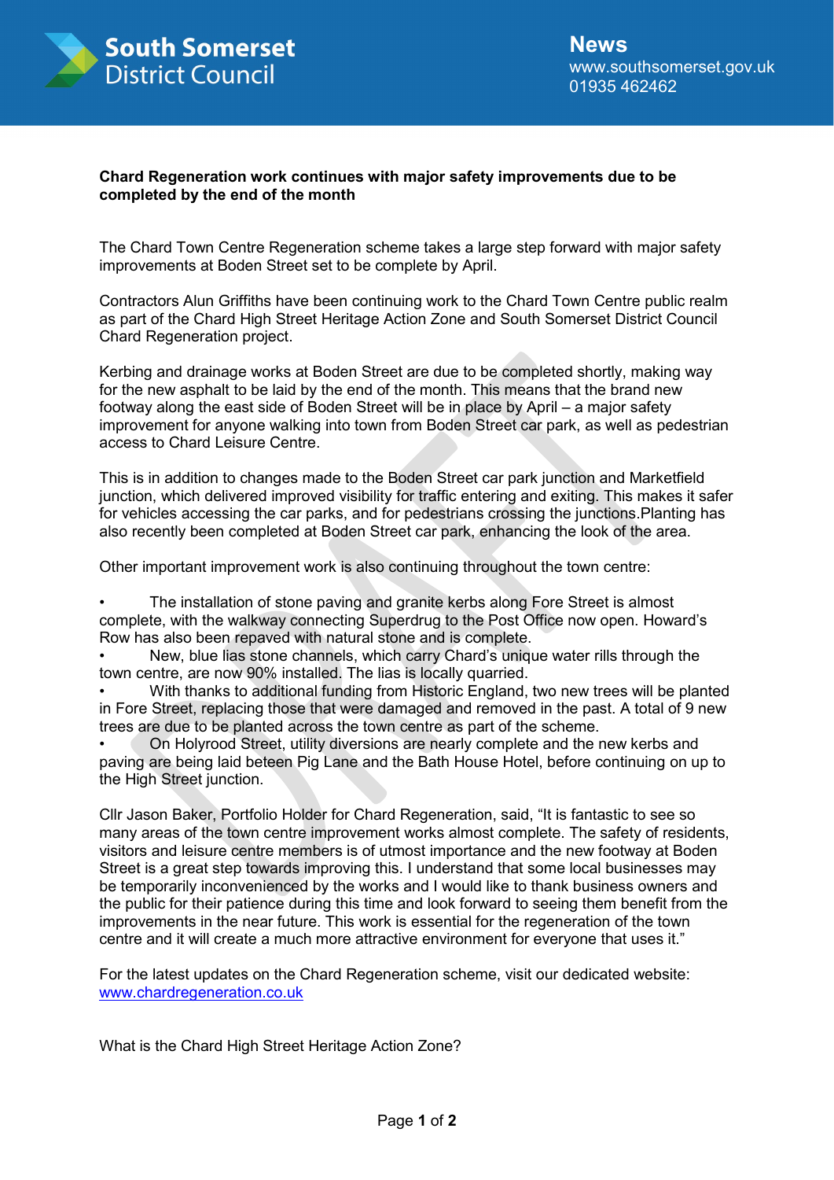South Somerset District Council

News
www.southsomerset.gov.uk
01935 462462

**Chard Regeneration work continues with major safety improvements due to be completed by the end of the month**

The Chard Town Centre Regeneration scheme takes a large step forward with major safety improvements at Boden Street set to be complete by April.

Contractors Alun Griffiths have been continuing work to the Chard Town Centre public realm as part of the Chard High Street Heritage Action Zone and South Somerset District Council Chard Regeneration project.

Kerbing and drainage works at Boden Street are due to be completed shortly, making way for the new asphalt to be laid by the end of the month. This means that the brand new footway along the east side of Boden Street will be in place by April – a major safety improvement for anyone walking into town from Boden Street car park, as well as pedestrian access to Chard Leisure Centre.

This is in addition to changes made to the Boden Street car park junction and Marketfield junction, which delivered improved visibility for traffic entering and exiting. This makes it safer for vehicles accessing the car parks, and for pedestrians crossing the junctions.Planting has also recently been completed at Boden Street car park, enhancing the look of the area.

Other important improvement work is also continuing throughout the town centre:

- The installation of stone paving and granite kerbs along Fore Street is almost complete, with the walkway connecting Superdrug to the Post Office now open. Howard's Row has also been repaved with natural stone and is complete.
- New, blue lias stone channels, which carry Chard's unique water rills through the town centre, are now 90% installed. The lias is locally quarried.
- With thanks to additional funding from Historic England, two new trees will be planted in Fore Street, replacing those that were damaged and removed in the past. A total of 9 new trees are due to be planted across the town centre as part of the scheme.
- On Holyrood Street, utility diversions are nearly complete and the new kerbs and paving are being laid beteen Pig Lane and the Bath House Hotel, before continuing on up to the High Street junction.

Cllr Jason Baker, Portfolio Holder for Chard Regeneration, said, "It is fantastic to see so many areas of the town centre improvement works almost complete. The safety of residents, visitors and leisure centre members is of utmost importance and the new footway at Boden Street is a great step towards improving this. I understand that some local businesses may be temporarily inconvenienced by the works and I would like to thank business owners and the public for their patience during this time and look forward to seeing them benefit from the improvements in the near future. This work is essential for the regeneration of the town centre and it will create a much more attractive environment for everyone that uses it."

For the latest updates on the Chard Regeneration scheme, visit our dedicated website: [www.chardregeneration.co.uk](www.chardregeneration.co.uk)

What is the Chard High Street Heritage Action Zone?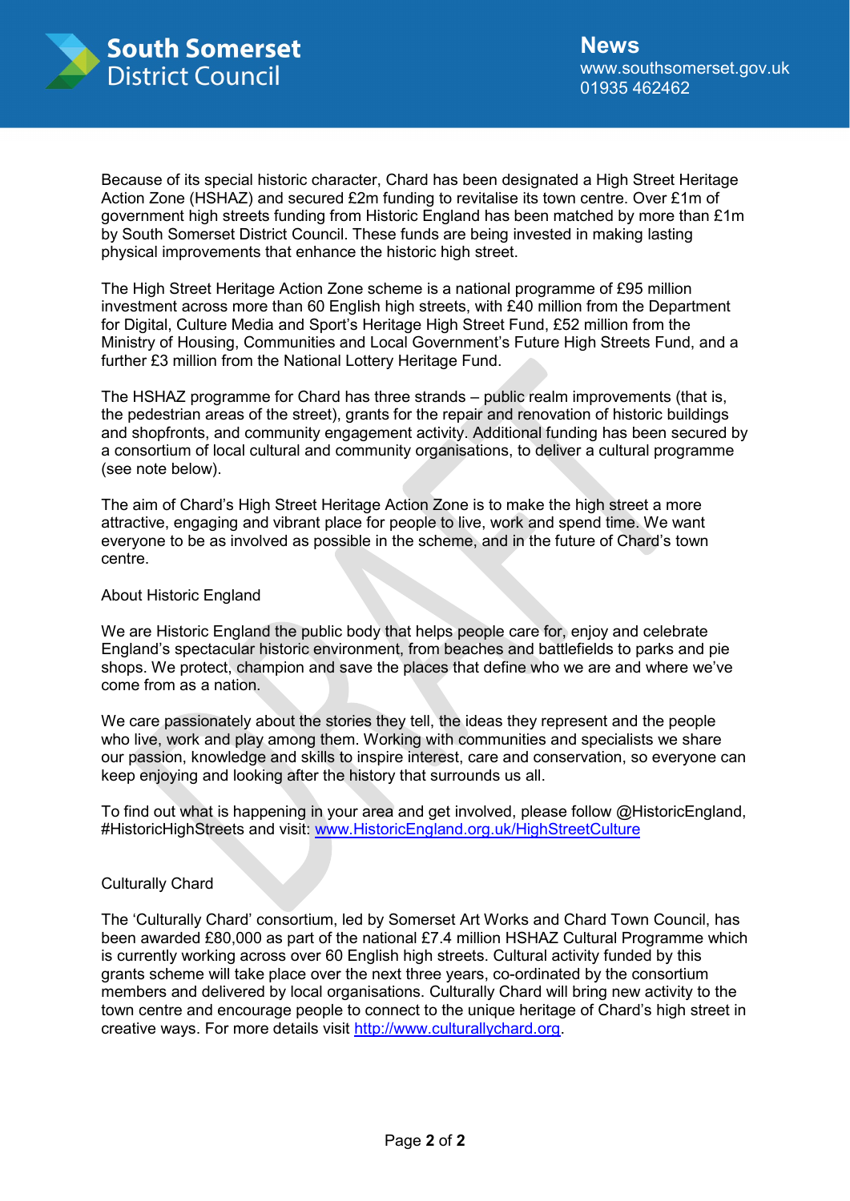Because of its special historic character, Chard has been designated a High Street Heritage Action Zone (HSHAZ) and secured £2m funding to revitalise its town centre. Over £1m of government high streets funding from Historic England has been matched by more than £1m by South Somerset District Council. These funds are being invested in making lasting physical improvements that enhance the historic high street.

The High Street Heritage Action Zone scheme is a national programme of £95 million investment across more than 60 English high streets, with £40 million from the Department for Digital, Culture Media and Sport's Heritage High Street Fund, £52 million from the Ministry of Housing, Communities and Local Government's Future High Streets Fund, and a further £3 million from the National Lottery Heritage Fund.

The HSHAZ programme for Chard has three strands – public realm improvements (that is, the pedestrian areas of the street), grants for the repair and renovation of historic buildings and shopfronts, and community engagement activity. Additional funding has been secured by a consortium of local cultural and community organisations, to deliver a cultural programme (see note below).

The aim of Chard's High Street Heritage Action Zone is to make the high street a more attractive, engaging and vibrant place for people to live, work and spend time. We want everyone to be as involved as possible in the scheme, and in the future of Chard's town centre.

About Historic England

We are Historic England the public body that helps people care for, enjoy and celebrate England's spectacular historic environment, from beaches and battlefields to parks and pie shops. We protect, champion and save the places that define who we are and where we've come from as a nation.

We care passionately about the stories they tell, the ideas they represent and the people who live, work and play among them. Working with communities and specialists we share our passion, knowledge and skills to inspire interest, care and conservation, so everyone can keep enjoying and looking after the history that surrounds us all.

To find out what is happening in your area and get involved, please follow @HistoricEngland, #HistoricHighStreets and visit: www.HistoricEngland.org.uk/HighStreetCulture

Culturally Chard

The 'Culturally Chard' consortium, led by Somerset Art Works and Chard Town Council, has been awarded £80,000 as part of the national £7.4 million HSHAZ Cultural Programme which is currently working across over 60 English high streets. Cultural activity funded by this grants scheme will take place over the next three years, co-ordinated by the consortium members and delivered by local organisations. Culturally Chard will bring new activity to the town centre and encourage people to connect to the unique heritage of Chard's high street in creative ways. For more details visit http://www.culturallychard.org.